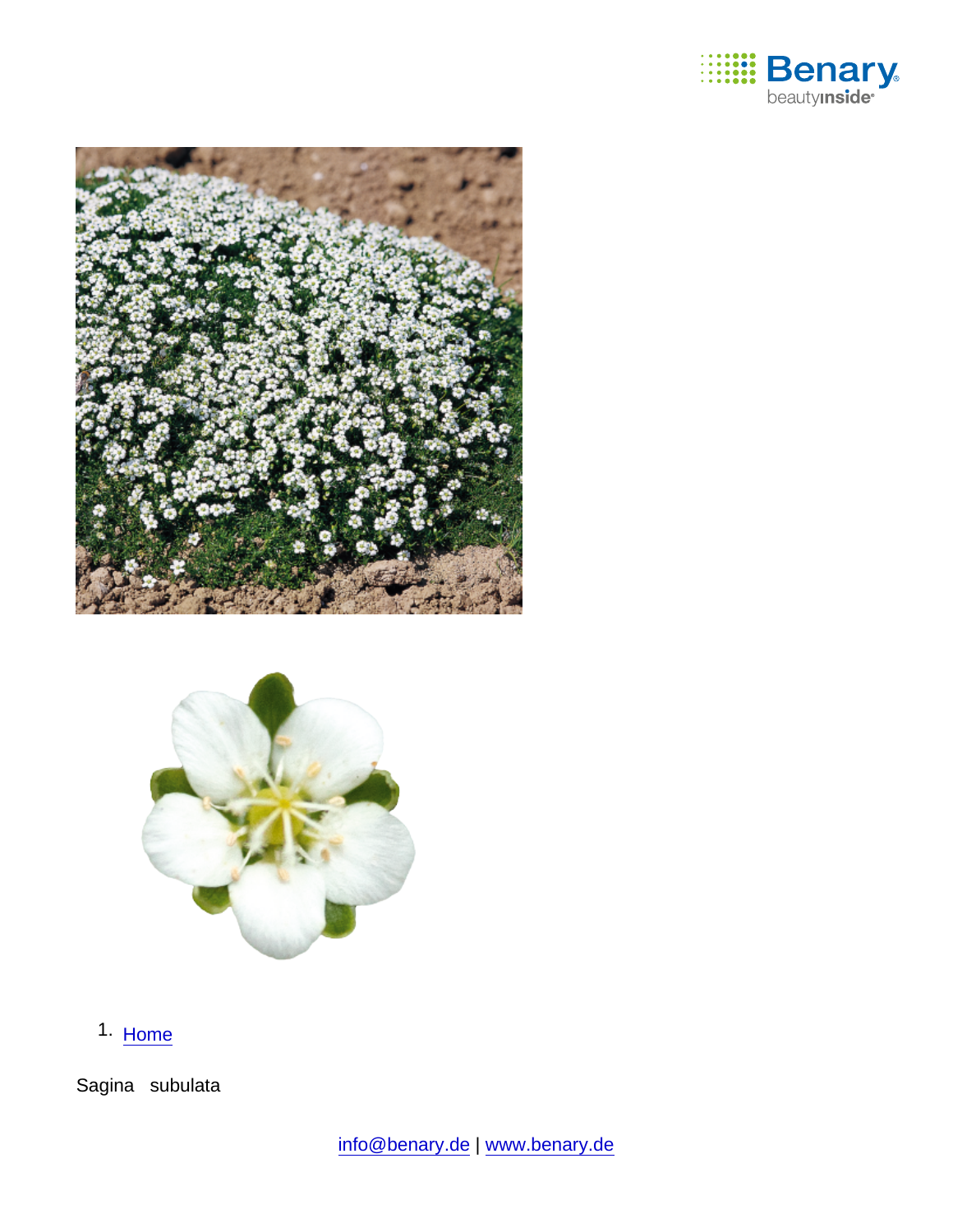1. Home

Sagina subulata

info@benary.de | www.benary.de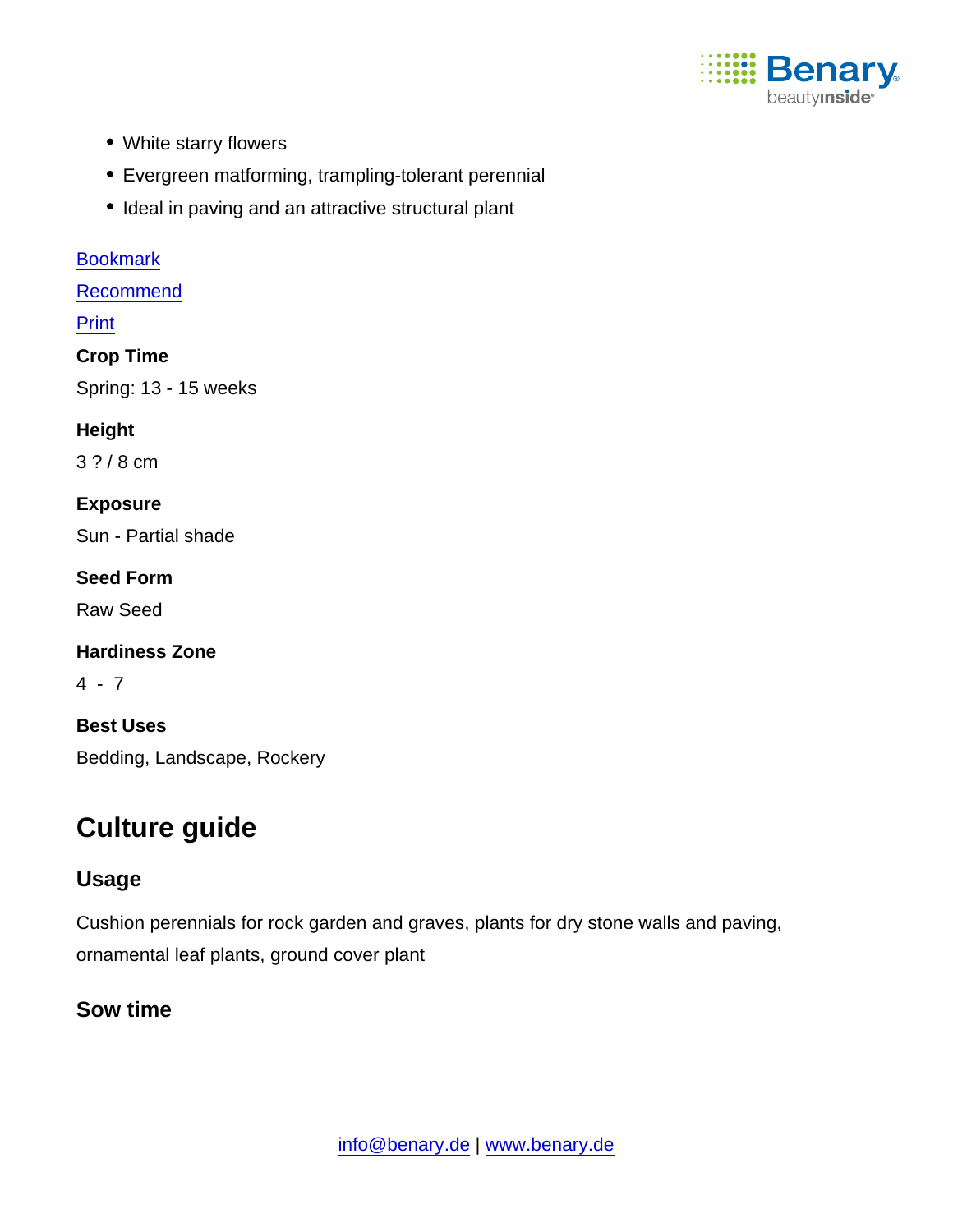- White starry flowers
- Evergreen matforming, trampling-tolerant perennial
- Ideal in paving and an attractive structural plant

Bookmark

Recommend

Print

**Crop Time**

Spring: 13 - 15 weeks

**Height**

3 ? / 8 cm

**Exposure**

Sun - Partial shade

**Seed Form**

Raw Seed

**Hardiness Zone**

4 - 7

**Best Uses**

Bedding, Landscape, Rockery

# Culture guide

## Usage

Cushion perennials for rock garden and graves, plants for dry stone walls and paving, ornamental leaf plants, ground cover plant

## Sow time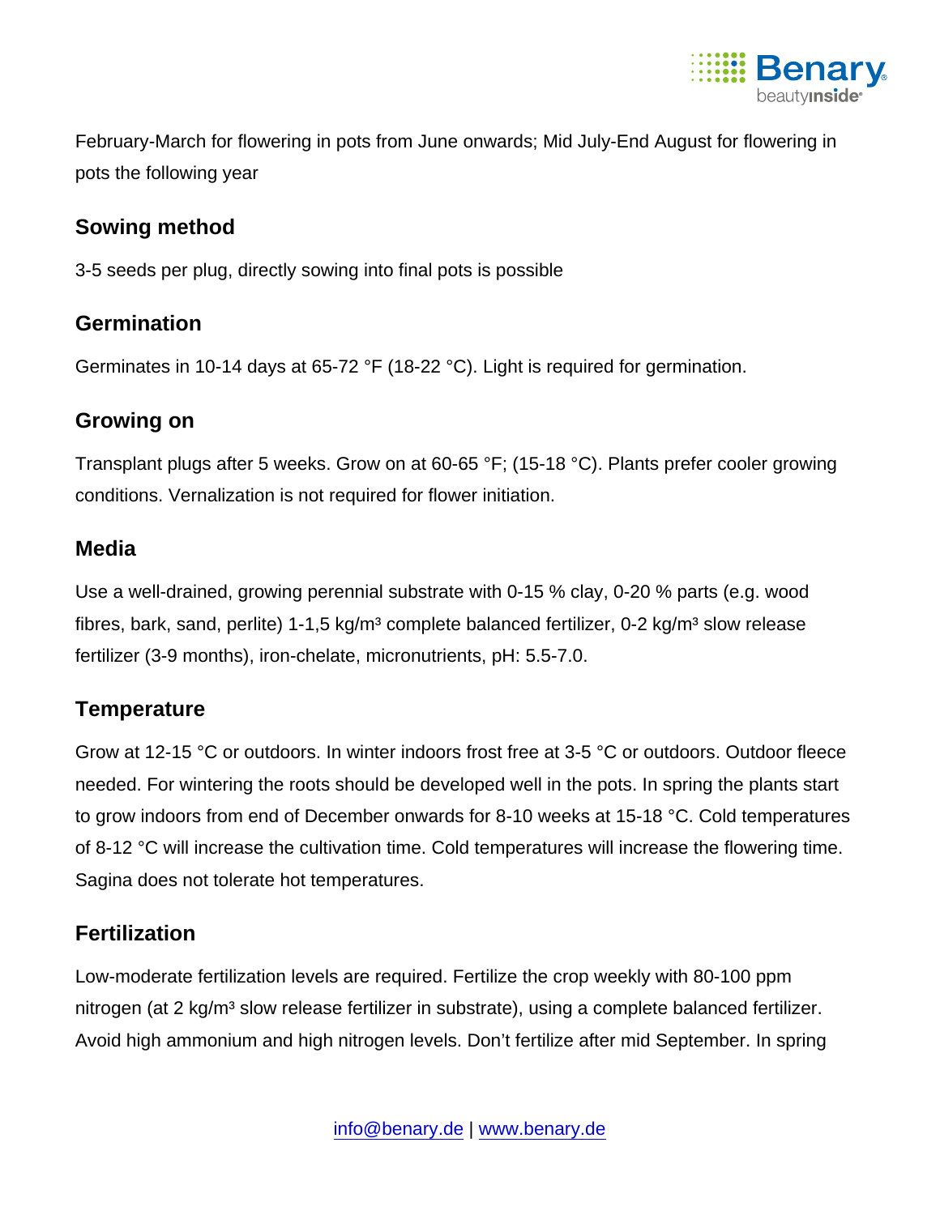February-March for flowering in pots from June onwards; Mid July-End August for flowering in pots the following year

## Sowing method

3-5 seeds per plug, directly sowing into final pots is possible

## Germination

Germinates in 10-14 days at 65-72 °F (18-22 °C). Light is required for germination.

## Growing on

Transplant plugs after 5 weeks. Grow on at 60-65 °F; (15-18 °C). Plants prefer cooler growing conditions. Vernalization is not required for flower initiation.

## Media

Use a well-drained, growing perennial substrate with 0-15 % clay, 0-20 % parts (e.g. wood fibres, bark, sand, perlite) 1-1,5 kg/m³ complete balanced fertilizer, 0-2 kg/m³ slow release fertilizer (3-9 months), iron-chelate, micronutrients, pH: 5.5-7.0.

## Temperature

Grow at 12-15 °C or outdoors. In winter indoors frost free at 3-5 °C or outdoors. Outdoor fleece needed. For wintering the roots should be developed well in the pots. In spring the plants start to grow indoors from end of December onwards for 8-10 weeks at 15-18 °C. Cold temperatures of 8-12 °C will increase the cultivation time. Cold temperatures will increase the flowering time. Sagina does not tolerate hot temperatures.

## Fertilization

Low-moderate fertilization levels are required. Fertilize the crop weekly with 80-100 ppm nitrogen (at 2 kg/m³ slow release fertilizer in substrate), using a complete balanced fertilizer. Avoid high ammonium and high nitrogen levels. Don't fertilize after mid September. In spring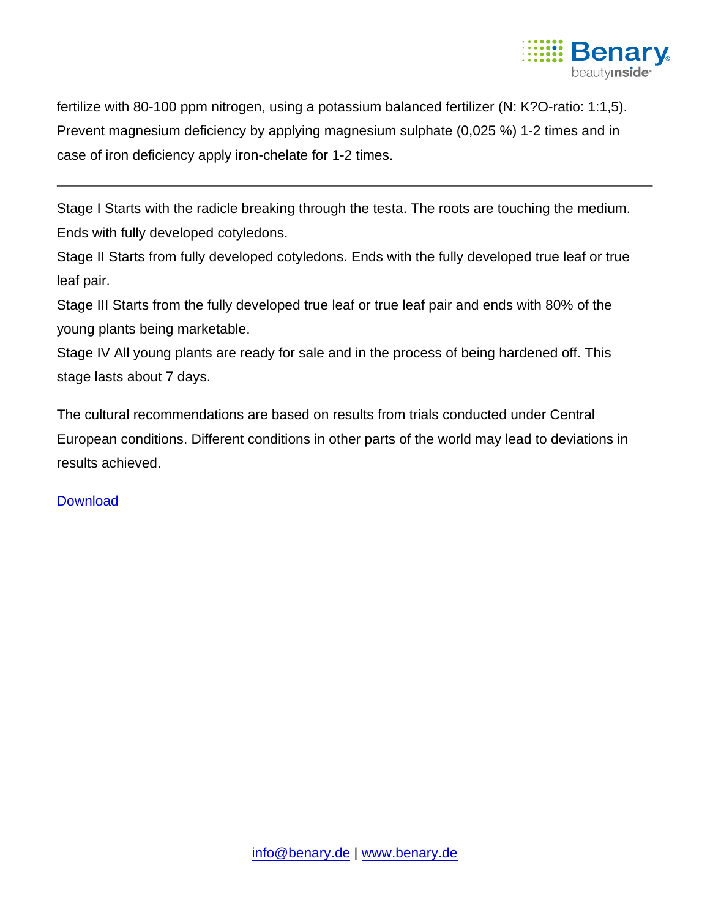fertilize with 80-100 ppm nitrogen, using a potassium balanced fertilizer (N: K?O-ratio: 1:1,5). Prevent magnesium deficiency by applying magnesium sulphate (0,025 %) 1-2 times and in case of iron deficiency apply iron-chelate for 1-2 times.

---

Stage I Starts with the radicle breaking through the testa. The roots are touching the medium. Ends with fully developed cotyledons.
Stage II Starts from fully developed cotyledons. Ends with the fully developed true leaf or true leaf pair.
Stage III Starts from the fully developed true leaf or true leaf pair and ends with 80% of the young plants being marketable.
Stage IV All young plants are ready for sale and in the process of being hardened off. This stage lasts about 7 days.

The cultural recommendations are based on results from trials conducted under Central European conditions. Different conditions in other parts of the world may lead to deviations in results achieved.

[Download]

info@benary.de | www.benary.de